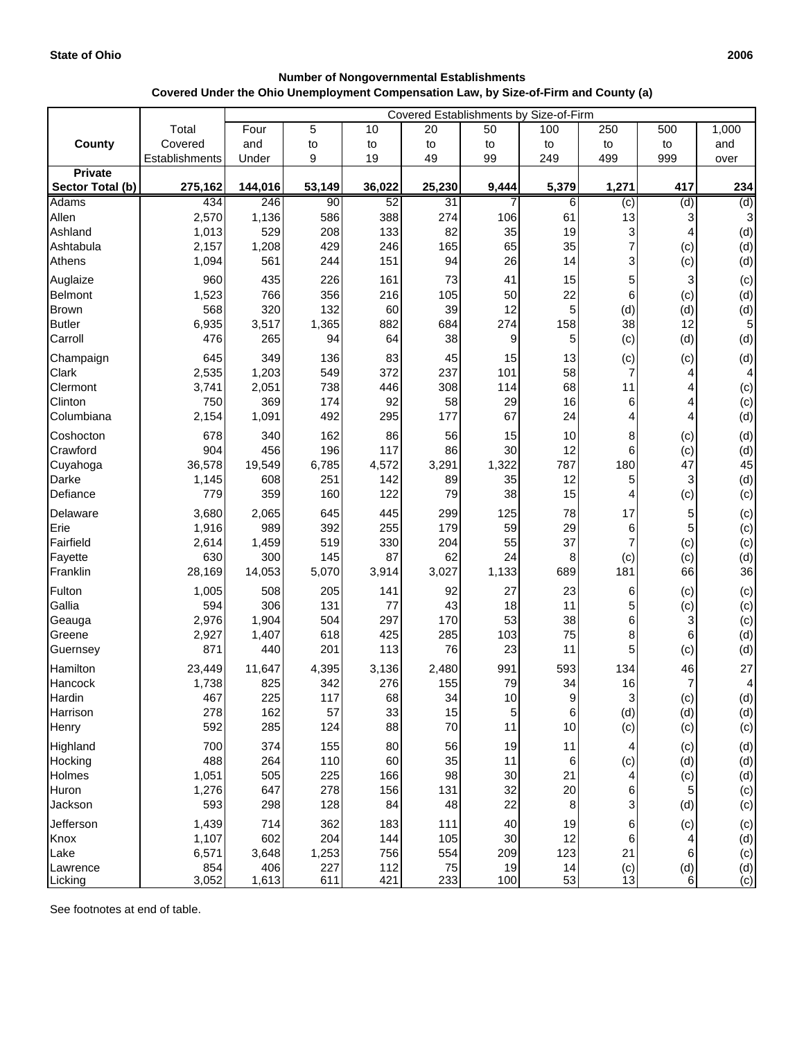**State of Ohio** **2006**

**Number of Nongovernmental Establishments**
**Covered Under the Ohio Unemployment Compensation Law, by Size-of-Firm and County (a)**

| County | Total Covered Establishments | Covered Establishments by Size-of-Firm | | | | | | | | |
|---|---|---|---|---|---|---|---|---|---|---|
| | | Four and Under | 5 to 9 | 10 to 19 | 20 to 49 | 50 to 99 | 100 to 249 | 250 to 499 | 500 to 999 | 1,000 and over |
| **Private Sector Total (b)** | **275,162** | **144,016** | **53,149** | **36,022** | **25,230** | **9,444** | **5,379** | **1,271** | **417** | **234** |
| Adams | 434 | 246 | 90 | 52 | 31 | 7 | 6 | (c) | (d) | (d) |
| Allen | 2,570 | 1,136 | 586 | 388 | 274 | 106 | 61 | 13 | 3 | 3 |
| Ashland | 1,013 | 529 | 208 | 133 | 82 | 35 | 19 | 3 | 4 | (d) |
| Ashtabula | 2,157 | 1,208 | 429 | 246 | 165 | 65 | 35 | 7 | (c) | (d) |
| Athens | 1,094 | 561 | 244 | 151 | 94 | 26 | 14 | 3 | (c) | (d) |
| Auglaize | 960 | 435 | 226 | 161 | 73 | 41 | 15 | 5 | 3 | (c) |
| Belmont | 1,523 | 766 | 356 | 216 | 105 | 50 | 22 | 6 | (c) | (d) |
| Brown | 568 | 320 | 132 | 60 | 39 | 12 | 5 | (d) | (d) | (d) |
| Butler | 6,935 | 3,517 | 1,365 | 882 | 684 | 274 | 158 | 38 | 12 | 5 |
| Carroll | 476 | 265 | 94 | 64 | 38 | 9 | 5 | (c) | (d) | (d) |
| Champaign | 645 | 349 | 136 | 83 | 45 | 15 | 13 | (c) | (c) | (d) |
| Clark | 2,535 | 1,203 | 549 | 372 | 237 | 101 | 58 | 7 | 4 | 4 |
| Clermont | 3,741 | 2,051 | 738 | 446 | 308 | 114 | 68 | 11 | 4 | (c) |
| Clinton | 750 | 369 | 174 | 92 | 58 | 29 | 16 | 6 | 4 | (c) |
| Columbiana | 2,154 | 1,091 | 492 | 295 | 177 | 67 | 24 | 4 | 4 | (d) |
| Coshocton | 678 | 340 | 162 | 86 | 56 | 15 | 10 | 8 | (c) | (d) |
| Crawford | 904 | 456 | 196 | 117 | 86 | 30 | 12 | 6 | (c) | (d) |
| Cuyahoga | 36,578 | 19,549 | 6,785 | 4,572 | 3,291 | 1,322 | 787 | 180 | 47 | 45 |
| Darke | 1,145 | 608 | 251 | 142 | 89 | 35 | 12 | 5 | 3 | (d) |
| Defiance | 779 | 359 | 160 | 122 | 79 | 38 | 15 | 4 | (c) | (c) |
| Delaware | 3,680 | 2,065 | 645 | 445 | 299 | 125 | 78 | 17 | 5 | (c) |
| Erie | 1,916 | 989 | 392 | 255 | 179 | 59 | 29 | 6 | 5 | (c) |
| Fairfield | 2,614 | 1,459 | 519 | 330 | 204 | 55 | 37 | 7 | (c) | (c) |
| Fayette | 630 | 300 | 145 | 87 | 62 | 24 | 8 | (c) | (c) | (d) |
| Franklin | 28,169 | 14,053 | 5,070 | 3,914 | 3,027 | 1,133 | 689 | 181 | 66 | 36 |
| Fulton | 1,005 | 508 | 205 | 141 | 92 | 27 | 23 | 6 | (c) | (c) |
| Gallia | 594 | 306 | 131 | 77 | 43 | 18 | 11 | 5 | (c) | (c) |
| Geauga | 2,976 | 1,904 | 504 | 297 | 170 | 53 | 38 | 6 | 3 | (c) |
| Greene | 2,927 | 1,407 | 618 | 425 | 285 | 103 | 75 | 8 | 6 | (d) |
| Guernsey | 871 | 440 | 201 | 113 | 76 | 23 | 11 | 5 | (c) | (d) |
| Hamilton | 23,449 | 11,647 | 4,395 | 3,136 | 2,480 | 991 | 593 | 134 | 46 | 27 |
| Hancock | 1,738 | 825 | 342 | 276 | 155 | 79 | 34 | 16 | 7 | 4 |
| Hardin | 467 | 225 | 117 | 68 | 34 | 10 | 9 | 3 | (c) | (d) |
| Harrison | 278 | 162 | 57 | 33 | 15 | 5 | 6 | (d) | (d) | (d) |
| Henry | 592 | 285 | 124 | 88 | 70 | 11 | 10 | (c) | (c) | (c) |
| Highland | 700 | 374 | 155 | 80 | 56 | 19 | 11 | 4 | (c) | (d) |
| Hocking | 488 | 264 | 110 | 60 | 35 | 11 | 6 | (c) | (d) | (d) |
| Holmes | 1,051 | 505 | 225 | 166 | 98 | 30 | 21 | 4 | (c) | (d) |
| Huron | 1,276 | 647 | 278 | 156 | 131 | 32 | 20 | 6 | 5 | (c) |
| Jackson | 593 | 298 | 128 | 84 | 48 | 22 | 8 | 3 | (d) | (c) |
| Jefferson | 1,439 | 714 | 362 | 183 | 111 | 40 | 19 | 6 | (c) | (c) |
| Knox | 1,107 | 602 | 204 | 144 | 105 | 30 | 12 | 6 | 4 | (d) |
| Lake | 6,571 | 3,648 | 1,253 | 756 | 554 | 209 | 123 | 21 | 6 | (c) |
| Lawrence | 854 | 406 | 227 | 112 | 75 | 19 | 14 | (c) | (d) | (d) |
| Licking | 3,052 | 1,613 | 611 | 421 | 233 | 100 | 53 | 13 | 6 | (c) |

See footnotes at end of table.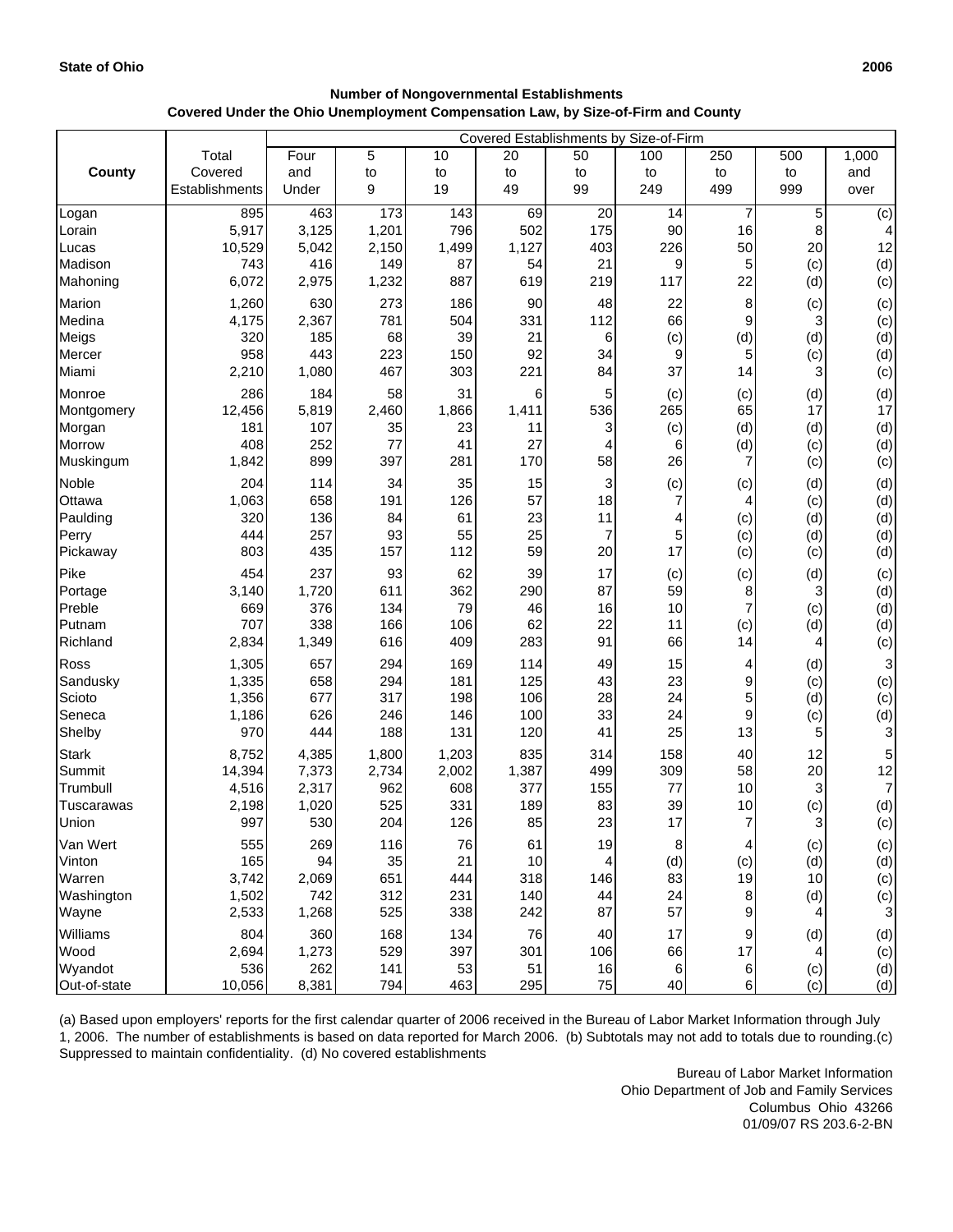**State of Ohio** **2006**

**Number of Nongovernmental Establishments**
**Covered Under the Ohio Unemployment Compensation Law, by Size-of-Firm and County**

| | | Covered Establishments by Size-of-Firm | | | | | | | | |
|---|---|---|---|---|---|---|---|---|---|---|
| **County** | Total Covered Establishments | Four and Under | 5 to 9 | 10 to 19 | 20 to 49 | 50 to 99 | 100 to 249 | 250 to 499 | 500 to 999 | 1,000 and over |
| Logan | 895 | 463 | 173 | 143 | 69 | 20 | 14 | 7 | 5 | (c) |
| Lorain | 5,917 | 3,125 | 1,201 | 796 | 502 | 175 | 90 | 16 | 8 | 4 |
| Lucas | 10,529 | 5,042 | 2,150 | 1,499 | 1,127 | 403 | 226 | 50 | 20 | 12 |
| Madison | 743 | 416 | 149 | 87 | 54 | 21 | 9 | 5 | (c) | (d) |
| Mahoning | 6,072 | 2,975 | 1,232 | 887 | 619 | 219 | 117 | 22 | (d) | (c) |
| Marion | 1,260 | 630 | 273 | 186 | 90 | 48 | 22 | 8 | (c) | (c) |
| Medina | 4,175 | 2,367 | 781 | 504 | 331 | 112 | 66 | 9 | 3 | (c) |
| Meigs | 320 | 185 | 68 | 39 | 21 | 6 | (c) | (d) | (d) | (d) |
| Mercer | 958 | 443 | 223 | 150 | 92 | 34 | 9 | 5 | (c) | (d) |
| Miami | 2,210 | 1,080 | 467 | 303 | 221 | 84 | 37 | 14 | 3 | (c) |
| Monroe | 286 | 184 | 58 | 31 | 6 | 5 | (c) | (c) | (d) | (d) |
| Montgomery | 12,456 | 5,819 | 2,460 | 1,866 | 1,411 | 536 | 265 | 65 | 17 | 17 |
| Morgan | 181 | 107 | 35 | 23 | 11 | 3 | (c) | (d) | (d) | (d) |
| Morrow | 408 | 252 | 77 | 41 | 27 | 4 | 6 | (d) | (c) | (d) |
| Muskingum | 1,842 | 899 | 397 | 281 | 170 | 58 | 26 | 7 | (c) | (c) |
| Noble | 204 | 114 | 34 | 35 | 15 | 3 | (c) | (c) | (d) | (d) |
| Ottawa | 1,063 | 658 | 191 | 126 | 57 | 18 | 7 | 4 | (c) | (d) |
| Paulding | 320 | 136 | 84 | 61 | 23 | 11 | 4 | (c) | (d) | (d) |
| Perry | 444 | 257 | 93 | 55 | 25 | 7 | 5 | (c) | (d) | (d) |
| Pickaway | 803 | 435 | 157 | 112 | 59 | 20 | 17 | (c) | (c) | (d) |
| Pike | 454 | 237 | 93 | 62 | 39 | 17 | (c) | (c) | (d) | (c) |
| Portage | 3,140 | 1,720 | 611 | 362 | 290 | 87 | 59 | 8 | 3 | (d) |
| Preble | 669 | 376 | 134 | 79 | 46 | 16 | 10 | 7 | (c) | (d) |
| Putnam | 707 | 338 | 166 | 106 | 62 | 22 | 11 | (c) | (d) | (d) |
| Richland | 2,834 | 1,349 | 616 | 409 | 283 | 91 | 66 | 14 | 4 | (c) |
| Ross | 1,305 | 657 | 294 | 169 | 114 | 49 | 15 | 4 | (d) | 3 |
| Sandusky | 1,335 | 658 | 294 | 181 | 125 | 43 | 23 | 9 | (c) | (c) |
| Scioto | 1,356 | 677 | 317 | 198 | 106 | 28 | 24 | 5 | (d) | (c) |
| Seneca | 1,186 | 626 | 246 | 146 | 100 | 33 | 24 | 9 | (c) | (d) |
| Shelby | 970 | 444 | 188 | 131 | 120 | 41 | 25 | 13 | 5 | 3 |
| Stark | 8,752 | 4,385 | 1,800 | 1,203 | 835 | 314 | 158 | 40 | 12 | 5 |
| Summit | 14,394 | 7,373 | 2,734 | 2,002 | 1,387 | 499 | 309 | 58 | 20 | 12 |
| Trumbull | 4,516 | 2,317 | 962 | 608 | 377 | 155 | 77 | 10 | 3 | 7 |
| Tuscarawas | 2,198 | 1,020 | 525 | 331 | 189 | 83 | 39 | 10 | (c) | (d) |
| Union | 997 | 530 | 204 | 126 | 85 | 23 | 17 | 7 | 3 | (c) |
| Van Wert | 555 | 269 | 116 | 76 | 61 | 19 | 8 | 4 | (c) | (c) |
| Vinton | 165 | 94 | 35 | 21 | 10 | 4 | (d) | (c) | (d) | (d) |
| Warren | 3,742 | 2,069 | 651 | 444 | 318 | 146 | 83 | 19 | 10 | (c) |
| Washington | 1,502 | 742 | 312 | 231 | 140 | 44 | 24 | 8 | (d) | (c) |
| Wayne | 2,533 | 1,268 | 525 | 338 | 242 | 87 | 57 | 9 | 4 | 3 |
| Williams | 804 | 360 | 168 | 134 | 76 | 40 | 17 | 9 | (d) | (d) |
| Wood | 2,694 | 1,273 | 529 | 397 | 301 | 106 | 66 | 17 | 4 | (c) |
| Wyandot | 536 | 262 | 141 | 53 | 51 | 16 | 6 | 6 | (c) | (d) |
| Out-of-state | 10,056 | 8,381 | 794 | 463 | 295 | 75 | 40 | 6 | (c) | (d) |

(a) Based upon employers' reports for the first calendar quarter of 2006 received in the Bureau of Labor Market Information through July 1, 2006. The number of establishments is based on data reported for March 2006. (b) Subtotals may not add to totals due to rounding.(c) Suppressed to maintain confidentiality. (d) No covered establishments

Bureau of Labor Market Information
Ohio Department of Job and Family Services
Columbus Ohio 43266
01/09/07 RS 203.6-2-BN